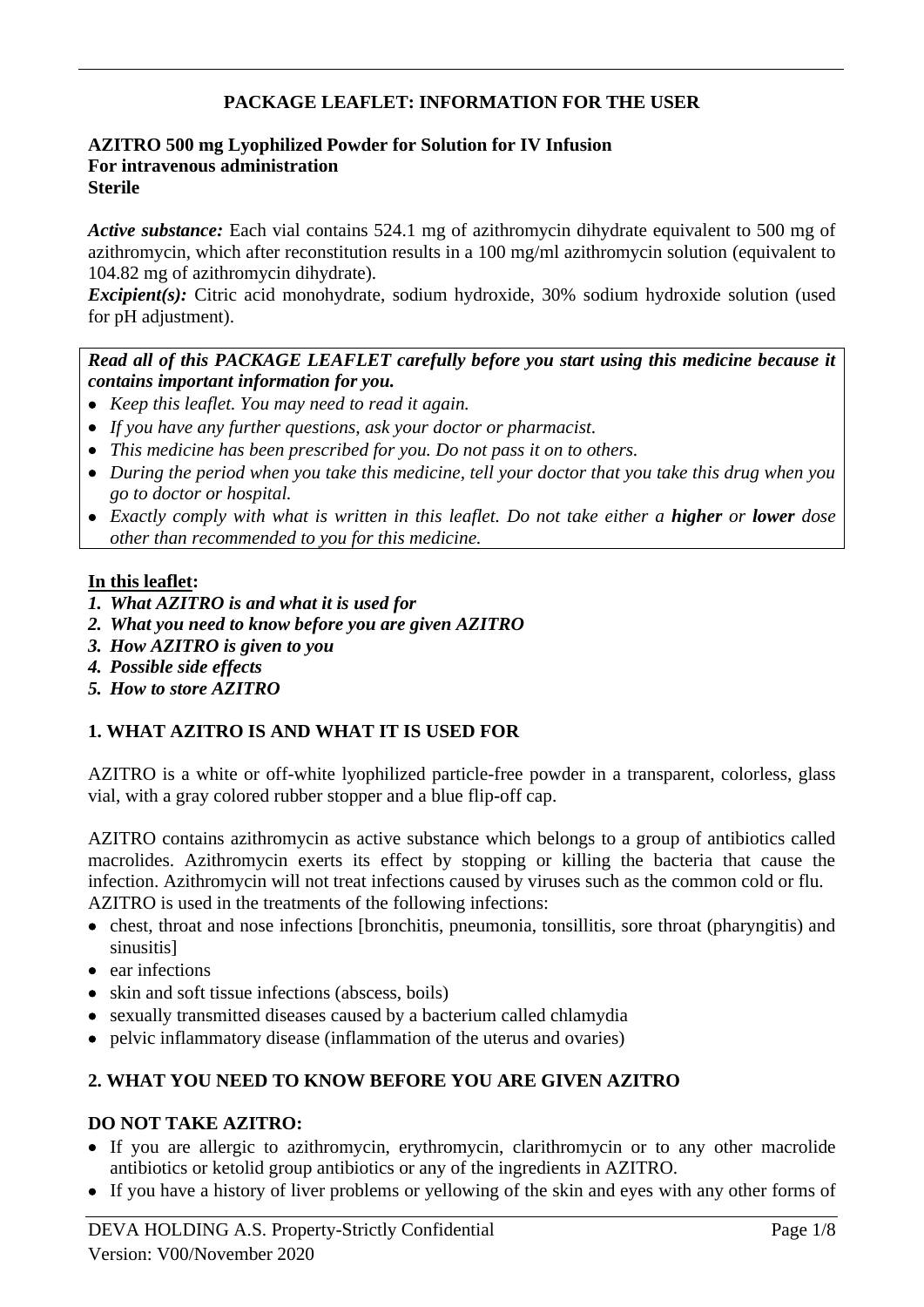# PACKAGE LEAFLET: INFORMATION FOR THE USER

**AZITRO 500 mg Lyophilized Powder for Solution for IV Infusion**
**For intravenous administration**
**Sterile**

***Active substance:*** Each vial contains 524.1 mg of azithromycin dihydrate equivalent to 500 mg of azithromycin, which after reconstitution results in a 100 mg/ml azithromycin solution (equivalent to 104.82 mg of azithromycin dihydrate).
***Excipient(s):*** Citric acid monohydrate, sodium hydroxide, 30% sodium hydroxide solution (used for pH adjustment).

***Read all of this PACKAGE LEAFLET carefully before you start using this medicine because it contains important information for you.***

- *Keep this leaflet. You may need to read it again.*
- *If you have any further questions, ask your doctor or pharmacist.*
- *This medicine has been prescribed for you. Do not pass it on to others.*
- *During the period when you take this medicine, tell your doctor that you take this drug when you go to doctor or hospital.*
- *Exactly comply with what is written in this leaflet. Do not take either a **higher** or **lower** dose other than recommended to you for this medicine.*

**In this leaflet:**

1. ***What AZITRO is and what it is used for***
2. ***What you need to know before you are given AZITRO***
3. ***How AZITRO is given to you***
4. ***Possible side effects***
5. ***How to store AZITRO***

## 1. WHAT AZITRO IS AND WHAT IT IS USED FOR

AZITRO is a white or off-white lyophilized particle-free powder in a transparent, colorless, glass vial, with a gray colored rubber stopper and a blue flip-off cap.

AZITRO contains azithromycin as active substance which belongs to a group of antibiotics called macrolides. Azithromycin exerts its effect by stopping or killing the bacteria that cause the infection. Azithromycin will not treat infections caused by viruses such as the common cold or flu.
AZITRO is used in the treatments of the following infections:

- chest, throat and nose infections [bronchitis, pneumonia, tonsillitis, sore throat (pharyngitis) and sinusitis]
- ear infections
- skin and soft tissue infections (abscess, boils)
- sexually transmitted diseases caused by a bacterium called chlamydia
- pelvic inflammatory disease (inflammation of the uterus and ovaries)

## 2. WHAT YOU NEED TO KNOW BEFORE YOU ARE GIVEN AZITRO

### DO NOT TAKE AZITRO:

- If you are allergic to azithromycin, erythromycin, clarithromycin or to any other macrolide antibiotics or ketolid group antibiotics or any of the ingredients in AZITRO.
- If you have a history of liver problems or yellowing of the skin and eyes with any other forms of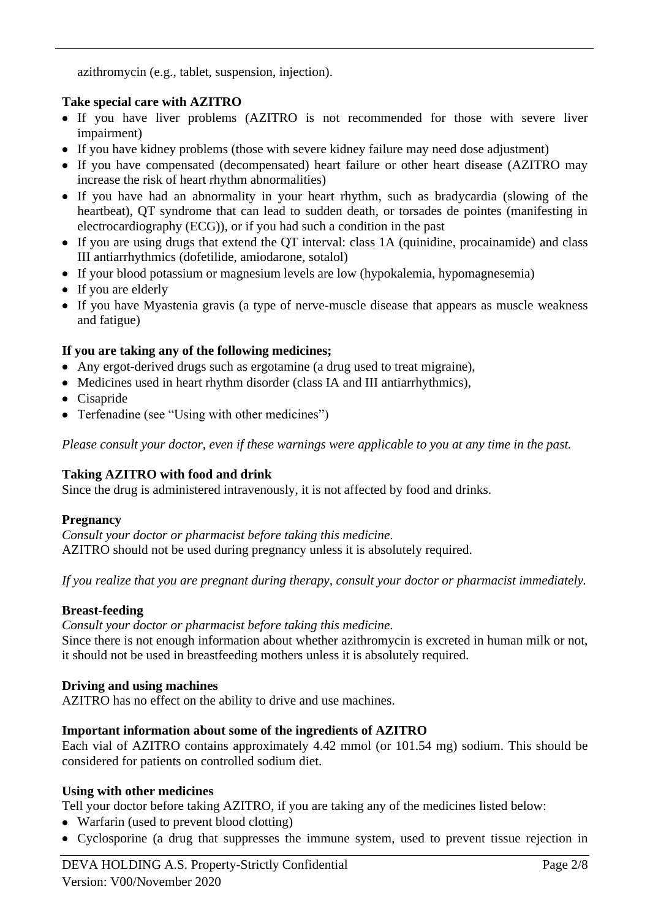azithromycin (e.g., tablet, suspension, injection).

**Take special care with AZITRO**

- If you have liver problems (AZITRO is not recommended for those with severe liver impairment)
- If you have kidney problems (those with severe kidney failure may need dose adjustment)
- If you have compensated (decompensated) heart failure or other heart disease (AZITRO may increase the risk of heart rhythm abnormalities)
- If you have had an abnormality in your heart rhythm, such as bradycardia (slowing of the heartbeat), QT syndrome that can lead to sudden death, or torsades de pointes (manifesting in electrocardiography (ECG)), or if you had such a condition in the past
- If you are using drugs that extend the QT interval: class 1A (quinidine, procainamide) and class III antiarrhythmics (dofetilide, amiodarone, sotalol)
- If your blood potassium or magnesium levels are low (hypokalemia, hypomagnesemia)
- If you are elderly
- If you have Myastenia gravis (a type of nerve-muscle disease that appears as muscle weakness and fatigue)

**If you are taking any of the following medicines;**

- Any ergot-derived drugs such as ergotamine (a drug used to treat migraine),
- Medicines used in heart rhythm disorder (class IA and III antiarrhythmics),
- Cisapride
- Terfenadine (see "Using with other medicines")

*Please consult your doctor, even if these warnings were applicable to you at any time in the past.*

**Taking AZITRO with food and drink**

Since the drug is administered intravenously, it is not affected by food and drinks.

**Pregnancy**

*Consult your doctor or pharmacist before taking this medicine.*
AZITRO should not be used during pregnancy unless it is absolutely required.

*If you realize that you are pregnant during therapy, consult your doctor or pharmacist immediately.*

**Breast-feeding**

*Consult your doctor or pharmacist before taking this medicine.*
Since there is not enough information about whether azithromycin is excreted in human milk or not, it should not be used in breastfeeding mothers unless it is absolutely required.

**Driving and using machines**

AZITRO has no effect on the ability to drive and use machines.

**Important information about some of the ingredients of AZITRO**

Each vial of AZITRO contains approximately 4.42 mmol (or 101.54 mg) sodium. This should be considered for patients on controlled sodium diet.

**Using with other medicines**

Tell your doctor before taking AZITRO, if you are taking any of the medicines listed below:

- Warfarin (used to prevent blood clotting)
- Cyclosporine (a drug that suppresses the immune system, used to prevent tissue rejection in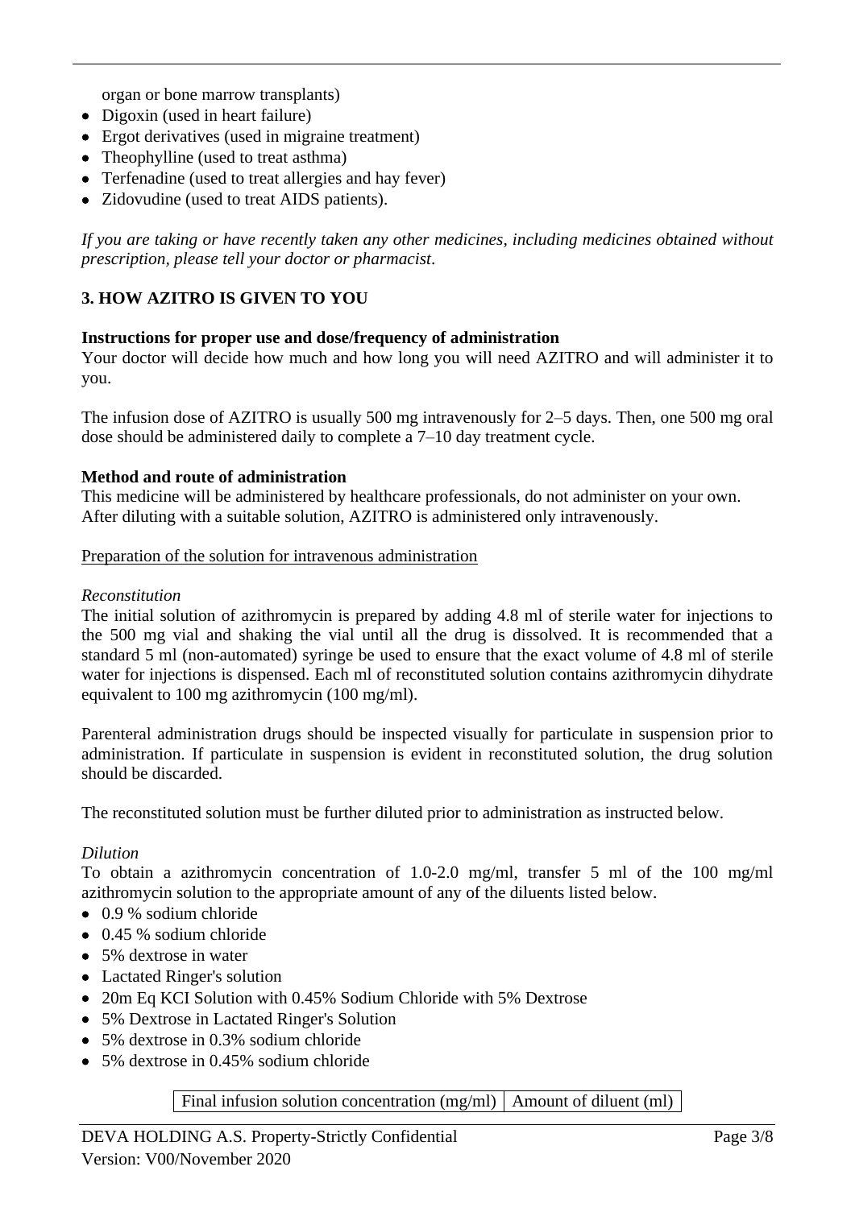organ or bone marrow transplants)

- Digoxin (used in heart failure)
- Ergot derivatives (used in migraine treatment)
- Theophylline (used to treat asthma)
- Terfenadine (used to treat allergies and hay fever)
- Zidovudine (used to treat AIDS patients).

*If you are taking or have recently taken any other medicines, including medicines obtained without prescription, please tell your doctor or pharmacist.*

## 3. HOW AZITRO IS GIVEN TO YOU

**Instructions for proper use and dose/frequency of administration**

Your doctor will decide how much and how long you will need AZITRO and will administer it to you.

The infusion dose of AZITRO is usually 500 mg intravenously for 2–5 days. Then, one 500 mg oral dose should be administered daily to complete a 7–10 day treatment cycle.

**Method and route of administration**

This medicine will be administered by healthcare professionals, do not administer on your own.
After diluting with a suitable solution, AZITRO is administered only intravenously.

<u>Preparation of the solution for intravenous administration</u>

*Reconstitution*

The initial solution of azithromycin is prepared by adding 4.8 ml of sterile water for injections to the 500 mg vial and shaking the vial until all the drug is dissolved. It is recommended that a standard 5 ml (non-automated) syringe be used to ensure that the exact volume of 4.8 ml of sterile water for injections is dispensed. Each ml of reconstituted solution contains azithromycin dihydrate equivalent to 100 mg azithromycin (100 mg/ml).

Parenteral administration drugs should be inspected visually for particulate in suspension prior to administration. If particulate in suspension is evident in reconstituted solution, the drug solution should be discarded.

The reconstituted solution must be further diluted prior to administration as instructed below.

*Dilution*

To obtain a azithromycin concentration of 1.0-2.0 mg/ml, transfer 5 ml of the 100 mg/ml azithromycin solution to the appropriate amount of any of the diluents listed below.

- 0.9 % sodium chloride
- 0.45 % sodium chloride
- 5% dextrose in water
- Lactated Ringer's solution
- 20m Eq KCI Solution with 0.45% Sodium Chloride with 5% Dextrose
- 5% Dextrose in Lactated Ringer's Solution
- 5% dextrose in 0.3% sodium chloride
- 5% dextrose in 0.45% sodium chloride

| Final infusion solution concentration (mg/ml) | Amount of diluent (ml) |
|---|---|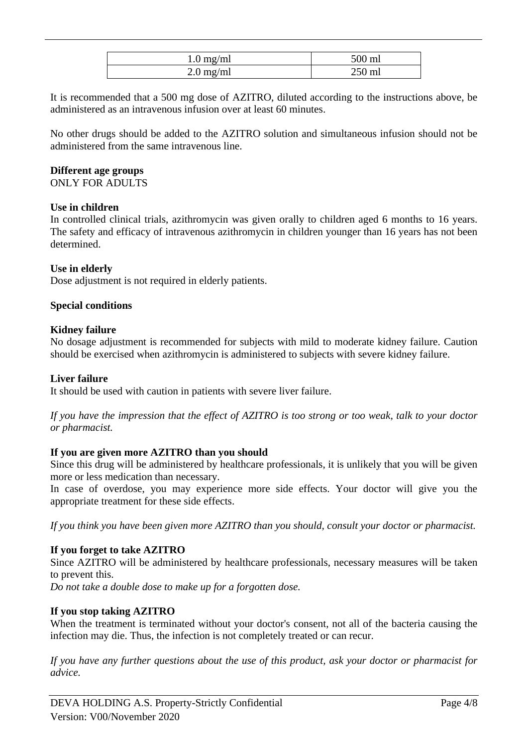| 1.0 mg/ml | 500 ml |
|---|---|
| 2.0 mg/ml | 250 ml |

It is recommended that a 500 mg dose of AZITRO, diluted according to the instructions above, be administered as an intravenous infusion over at least 60 minutes.

No other drugs should be added to the AZITRO solution and simultaneous infusion should not be administered from the same intravenous line.

**Different age groups**
ONLY FOR ADULTS

**Use in children**
In controlled clinical trials, azithromycin was given orally to children aged 6 months to 16 years. The safety and efficacy of intravenous azithromycin in children younger than 16 years has not been determined.

**Use in elderly**
Dose adjustment is not required in elderly patients.

**Special conditions**

**Kidney failure**
No dosage adjustment is recommended for subjects with mild to moderate kidney failure. Caution should be exercised when azithromycin is administered to subjects with severe kidney failure.

**Liver failure**
It should be used with caution in patients with severe liver failure.

*If you have the impression that the effect of AZITRO is too strong or too weak, talk to your doctor or pharmacist.*

**If you are given more AZITRO than you should**
Since this drug will be administered by healthcare professionals, it is unlikely that you will be given more or less medication than necessary.
In case of overdose, you may experience more side effects. Your doctor will give you the appropriate treatment for these side effects.

*If you think you have been given more AZITRO than you should, consult your doctor or pharmacist.*

**If you forget to take AZITRO**
Since AZITRO will be administered by healthcare professionals, necessary measures will be taken to prevent this.
*Do not take a double dose to make up for a forgotten dose.*

**If you stop taking AZITRO**
When the treatment is terminated without your doctor's consent, not all of the bacteria causing the infection may die. Thus, the infection is not completely treated or can recur.

*If you have any further questions about the use of this product, ask your doctor or pharmacist for advice.*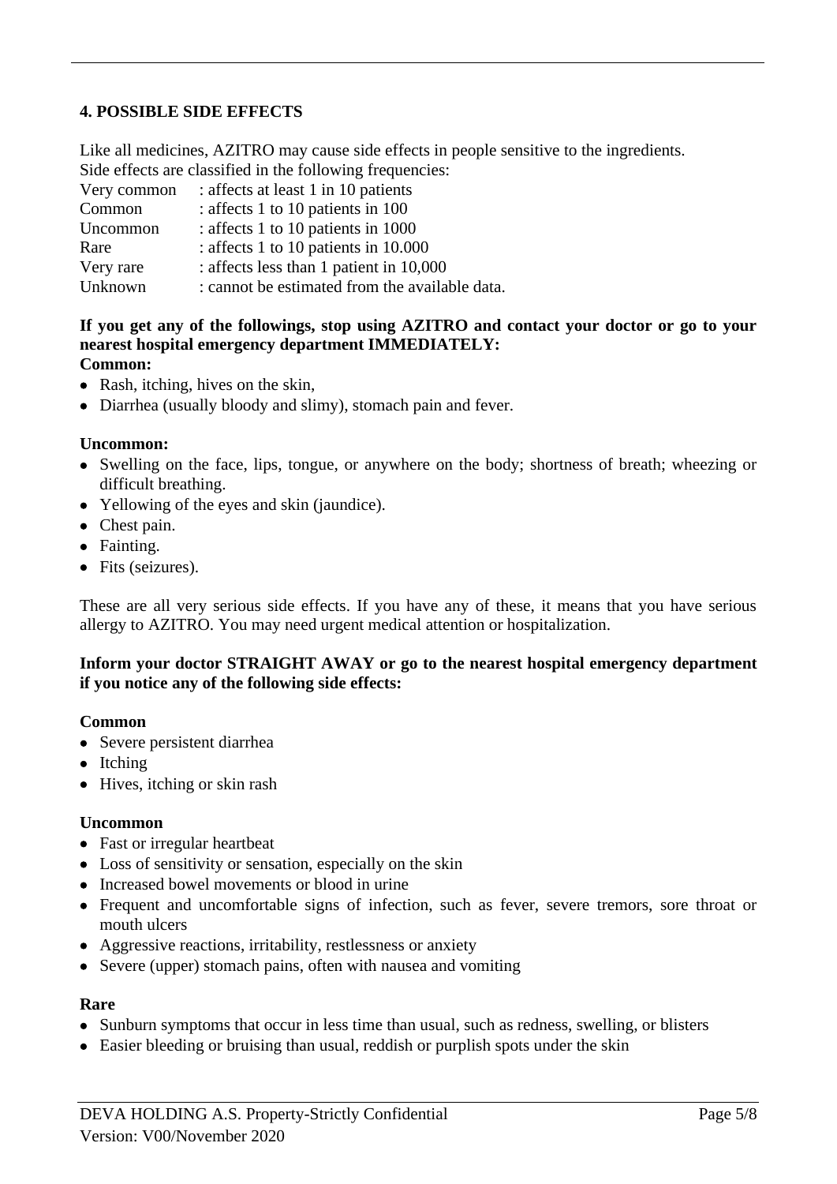## 4. POSSIBLE SIDE EFFECTS

Like all medicines, AZITRO may cause side effects in people sensitive to the ingredients.
Side effects are classified in the following frequencies:

| | |
|---|---|
| Very common | : affects at least 1 in 10 patients |
| Common | : affects 1 to 10 patients in 100 |
| Uncommon | : affects 1 to 10 patients in 1000 |
| Rare | : affects 1 to 10 patients in 10.000 |
| Very rare | : affects less than 1 patient in 10,000 |
| Unknown | : cannot be estimated from the available data. |

**If you get any of the followings, stop using AZITRO and contact your doctor or go to your nearest hospital emergency department IMMEDIATELY:**

**Common:**

- Rash, itching, hives on the skin,
- Diarrhea (usually bloody and slimy), stomach pain and fever.

**Uncommon:**

- Swelling on the face, lips, tongue, or anywhere on the body; shortness of breath; wheezing or difficult breathing.
- Yellowing of the eyes and skin (jaundice).
- Chest pain.
- Fainting.
- Fits (seizures).

These are all very serious side effects. If you have any of these, it means that you have serious allergy to AZITRO. You may need urgent medical attention or hospitalization.

**Inform your doctor STRAIGHT AWAY or go to the nearest hospital emergency department if you notice any of the following side effects:**

**Common**

- Severe persistent diarrhea
- Itching
- Hives, itching or skin rash

**Uncommon**

- Fast or irregular heartbeat
- Loss of sensitivity or sensation, especially on the skin
- Increased bowel movements or blood in urine
- Frequent and uncomfortable signs of infection, such as fever, severe tremors, sore throat or mouth ulcers
- Aggressive reactions, irritability, restlessness or anxiety
- Severe (upper) stomach pains, often with nausea and vomiting

**Rare**

- Sunburn symptoms that occur in less time than usual, such as redness, swelling, or blisters
- Easier bleeding or bruising than usual, reddish or purplish spots under the skin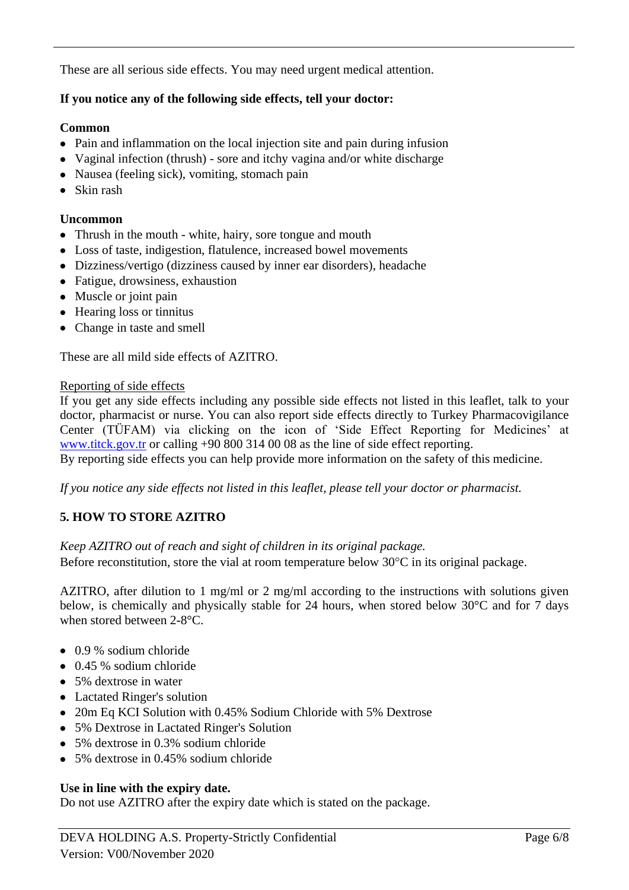These are all serious side effects. You may need urgent medical attention.

**If you notice any of the following side effects, tell your doctor:**

**Common**

- Pain and inflammation on the local injection site and pain during infusion
- Vaginal infection (thrush) - sore and itchy vagina and/or white discharge
- Nausea (feeling sick), vomiting, stomach pain
- Skin rash

**Uncommon**

- Thrush in the mouth - white, hairy, sore tongue and mouth
- Loss of taste, indigestion, flatulence, increased bowel movements
- Dizziness/vertigo (dizziness caused by inner ear disorders), headache
- Fatigue, drowsiness, exhaustion
- Muscle or joint pain
- Hearing loss or tinnitus
- Change in taste and smell

These are all mild side effects of AZITRO.

Reporting of side effects

If you get any side effects including any possible side effects not listed in this leaflet, talk to your doctor, pharmacist or nurse. You can also report side effects directly to Turkey Pharmacovigilance Center (TÜFAM) via clicking on the icon of 'Side Effect Reporting for Medicines' at www.titck.gov.tr or calling +90 800 314 00 08 as the line of side effect reporting.
By reporting side effects you can help provide more information on the safety of this medicine.

*If you notice any side effects not listed in this leaflet, please tell your doctor or pharmacist.*

## 5. HOW TO STORE AZITRO

*Keep AZITRO out of reach and sight of children in its original package.*
Before reconstitution, store the vial at room temperature below 30°C in its original package.

AZITRO, after dilution to 1 mg/ml or 2 mg/ml according to the instructions with solutions given below, is chemically and physically stable for 24 hours, when stored below 30°C and for 7 days when stored between 2-8°C.

- 0.9 % sodium chloride
- 0.45 % sodium chloride
- 5% dextrose in water
- Lactated Ringer's solution
- 20m Eq KCI Solution with 0.45% Sodium Chloride with 5% Dextrose
- 5% Dextrose in Lactated Ringer's Solution
- 5% dextrose in 0.3% sodium chloride
- 5% dextrose in 0.45% sodium chloride

**Use in line with the expiry date.**
Do not use AZITRO after the expiry date which is stated on the package.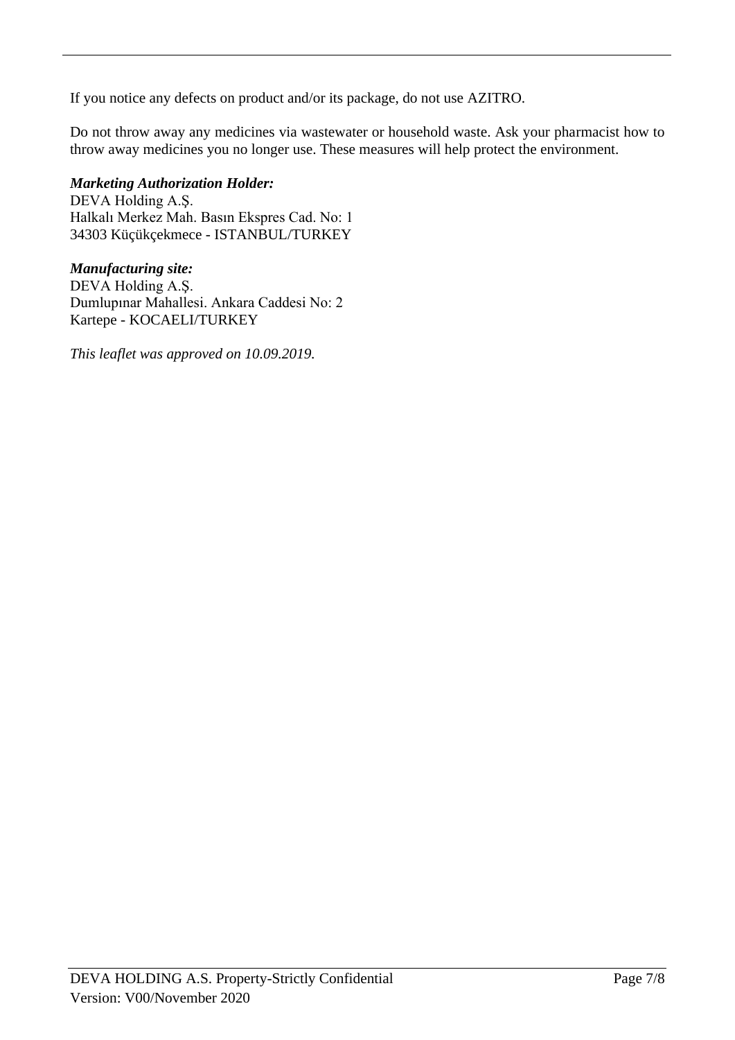If you notice any defects on product and/or its package, do not use AZITRO.

Do not throw away any medicines via wastewater or household waste. Ask your pharmacist how to throw away medicines you no longer use. These measures will help protect the environment.

***Marketing Authorization Holder:***
DEVA Holding A.Ş.
Halkalı Merkez Mah. Basın Ekspres Cad. No: 1
34303 Küçükçekmece - ISTANBUL/TURKEY

***Manufacturing site:***
DEVA Holding A.Ş.
Dumlupınar Mahallesi. Ankara Caddesi No: 2
Kartepe - KOCAELI/TURKEY

*This leaflet was approved on 10.09.2019.*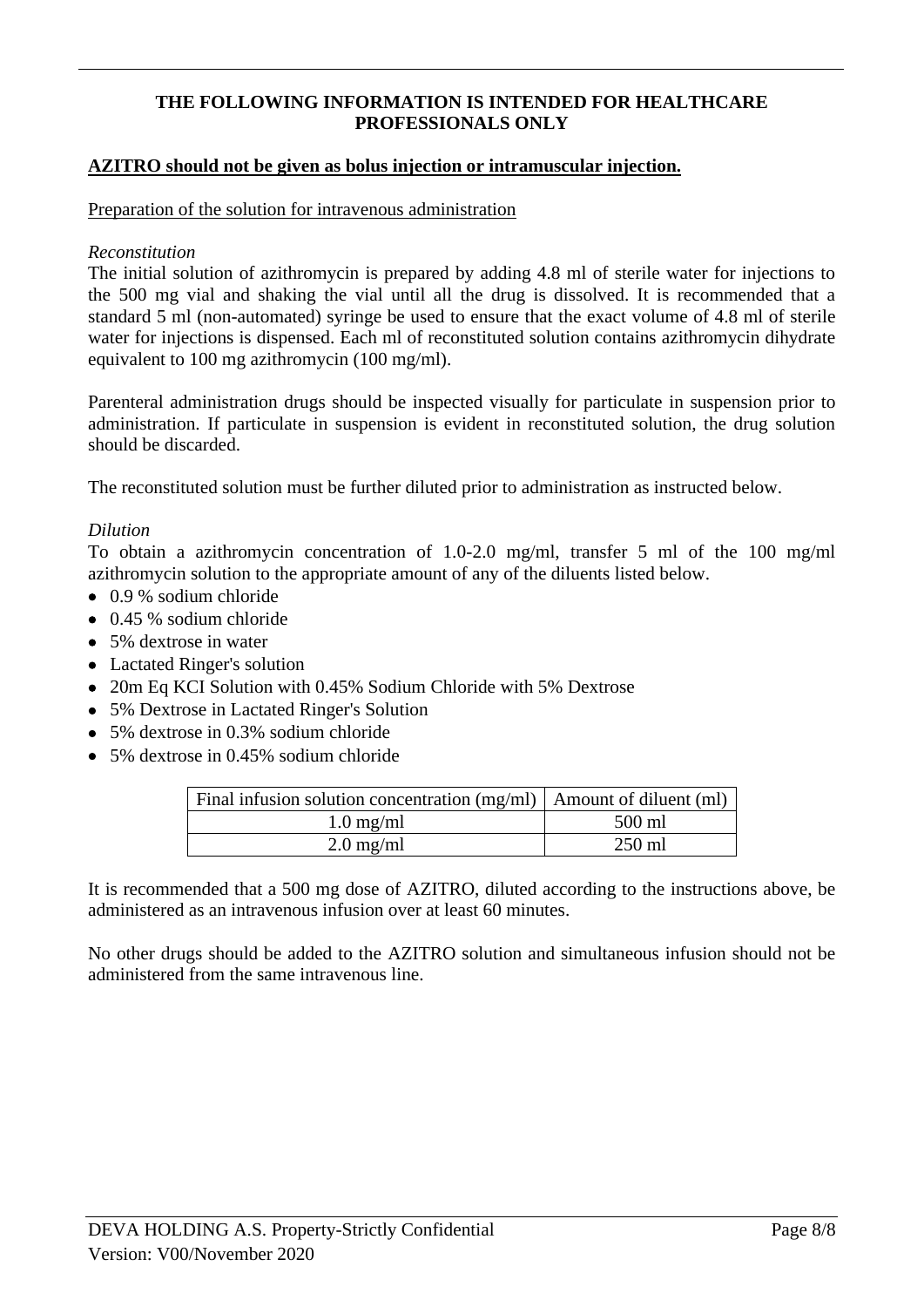**THE FOLLOWING INFORMATION IS INTENDED FOR HEALTHCARE PROFESSIONALS ONLY**

**AZITRO should not be given as bolus injection or intramuscular injection.**

Preparation of the solution for intravenous administration

*Reconstitution*

The initial solution of azithromycin is prepared by adding 4.8 ml of sterile water for injections to the 500 mg vial and shaking the vial until all the drug is dissolved. It is recommended that a standard 5 ml (non-automated) syringe be used to ensure that the exact volume of 4.8 ml of sterile water for injections is dispensed. Each ml of reconstituted solution contains azithromycin dihydrate equivalent to 100 mg azithromycin (100 mg/ml).

Parenteral administration drugs should be inspected visually for particulate in suspension prior to administration. If particulate in suspension is evident in reconstituted solution, the drug solution should be discarded.

The reconstituted solution must be further diluted prior to administration as instructed below.

*Dilution*

To obtain a azithromycin concentration of 1.0-2.0 mg/ml, transfer 5 ml of the 100 mg/ml azithromycin solution to the appropriate amount of any of the diluents listed below.

- 0.9 % sodium chloride
- 0.45 % sodium chloride
- 5% dextrose in water
- Lactated Ringer's solution
- 20m Eq KCI Solution with 0.45% Sodium Chloride with 5% Dextrose
- 5% Dextrose in Lactated Ringer's Solution
- 5% dextrose in 0.3% sodium chloride
- 5% dextrose in 0.45% sodium chloride

| Final infusion solution concentration (mg/ml) | Amount of diluent (ml) |
|---|---|
| 1.0 mg/ml | 500 ml |
| 2.0 mg/ml | 250 ml |

It is recommended that a 500 mg dose of AZITRO, diluted according to the instructions above, be administered as an intravenous infusion over at least 60 minutes.

No other drugs should be added to the AZITRO solution and simultaneous infusion should not be administered from the same intravenous line.

DEVA HOLDING A.S. Property-Strictly Confidential
Version: V00/November 2020